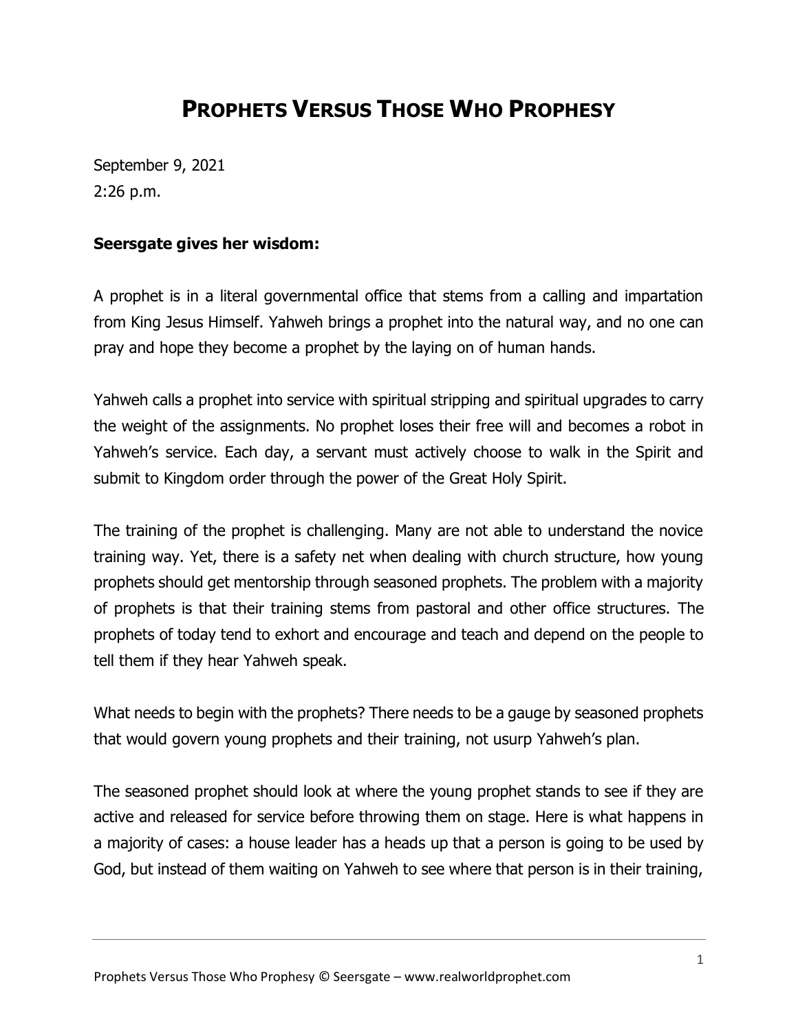# PROPHETS VERSUS THOSE WHO PROPHESY

September 9, 2021
2:26 p.m.

**Seersgate gives her wisdom:**

A prophet is in a literal governmental office that stems from a calling and impartation from King Jesus Himself. Yahweh brings a prophet into the natural way, and no one can pray and hope they become a prophet by the laying on of human hands.

Yahweh calls a prophet into service with spiritual stripping and spiritual upgrades to carry the weight of the assignments. No prophet loses their free will and becomes a robot in Yahweh's service. Each day, a servant must actively choose to walk in the Spirit and submit to Kingdom order through the power of the Great Holy Spirit.

The training of the prophet is challenging. Many are not able to understand the novice training way. Yet, there is a safety net when dealing with church structure, how young prophets should get mentorship through seasoned prophets. The problem with a majority of prophets is that their training stems from pastoral and other office structures. The prophets of today tend to exhort and encourage and teach and depend on the people to tell them if they hear Yahweh speak.

What needs to begin with the prophets? There needs to be a gauge by seasoned prophets that would govern young prophets and their training, not usurp Yahweh's plan.

The seasoned prophet should look at where the young prophet stands to see if they are active and released for service before throwing them on stage. Here is what happens in a majority of cases: a house leader has a heads up that a person is going to be used by God, but instead of them waiting on Yahweh to see where that person is in their training,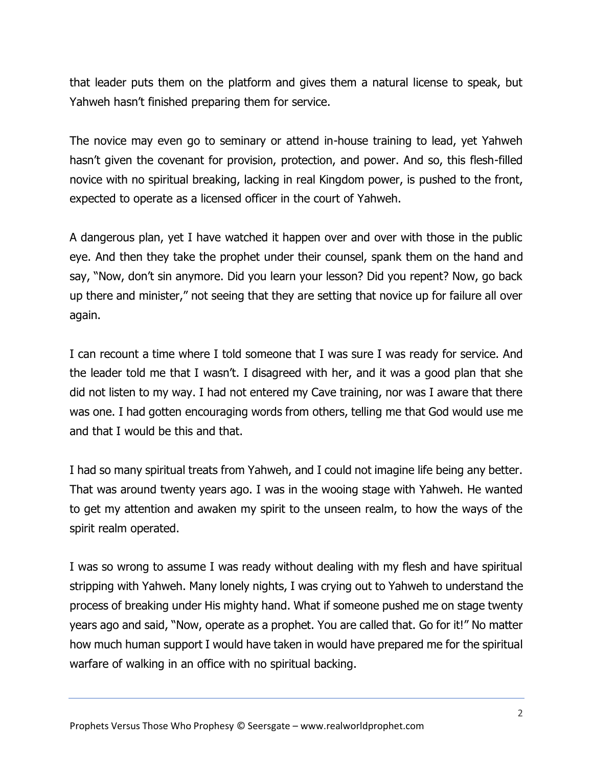that leader puts them on the platform and gives them a natural license to speak, but Yahweh hasn't finished preparing them for service.

The novice may even go to seminary or attend in-house training to lead, yet Yahweh hasn't given the covenant for provision, protection, and power. And so, this flesh-filled novice with no spiritual breaking, lacking in real Kingdom power, is pushed to the front, expected to operate as a licensed officer in the court of Yahweh.

A dangerous plan, yet I have watched it happen over and over with those in the public eye. And then they take the prophet under their counsel, spank them on the hand and say, "Now, don't sin anymore. Did you learn your lesson? Did you repent? Now, go back up there and minister," not seeing that they are setting that novice up for failure all over again.

I can recount a time where I told someone that I was sure I was ready for service. And the leader told me that I wasn't. I disagreed with her, and it was a good plan that she did not listen to my way. I had not entered my Cave training, nor was I aware that there was one. I had gotten encouraging words from others, telling me that God would use me and that I would be this and that.

I had so many spiritual treats from Yahweh, and I could not imagine life being any better. That was around twenty years ago. I was in the wooing stage with Yahweh. He wanted to get my attention and awaken my spirit to the unseen realm, to how the ways of the spirit realm operated.

I was so wrong to assume I was ready without dealing with my flesh and have spiritual stripping with Yahweh. Many lonely nights, I was crying out to Yahweh to understand the process of breaking under His mighty hand. What if someone pushed me on stage twenty years ago and said, "Now, operate as a prophet. You are called that. Go for it!" No matter how much human support I would have taken in would have prepared me for the spiritual warfare of walking in an office with no spiritual backing.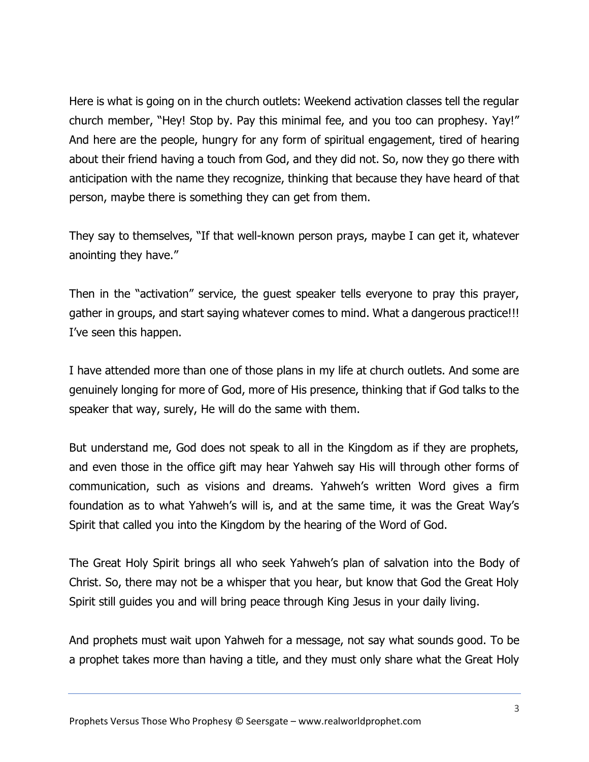Here is what is going on in the church outlets: Weekend activation classes tell the regular church member, "Hey! Stop by. Pay this minimal fee, and you too can prophesy. Yay!" And here are the people, hungry for any form of spiritual engagement, tired of hearing about their friend having a touch from God, and they did not. So, now they go there with anticipation with the name they recognize, thinking that because they have heard of that person, maybe there is something they can get from them.

They say to themselves, "If that well-known person prays, maybe I can get it, whatever anointing they have."

Then in the "activation" service, the guest speaker tells everyone to pray this prayer, gather in groups, and start saying whatever comes to mind. What a dangerous practice!!! I've seen this happen.

I have attended more than one of those plans in my life at church outlets. And some are genuinely longing for more of God, more of His presence, thinking that if God talks to the speaker that way, surely, He will do the same with them.

But understand me, God does not speak to all in the Kingdom as if they are prophets, and even those in the office gift may hear Yahweh say His will through other forms of communication, such as visions and dreams. Yahweh's written Word gives a firm foundation as to what Yahweh's will is, and at the same time, it was the Great Way's Spirit that called you into the Kingdom by the hearing of the Word of God.

The Great Holy Spirit brings all who seek Yahweh's plan of salvation into the Body of Christ. So, there may not be a whisper that you hear, but know that God the Great Holy Spirit still guides you and will bring peace through King Jesus in your daily living.

And prophets must wait upon Yahweh for a message, not say what sounds good. To be a prophet takes more than having a title, and they must only share what the Great Holy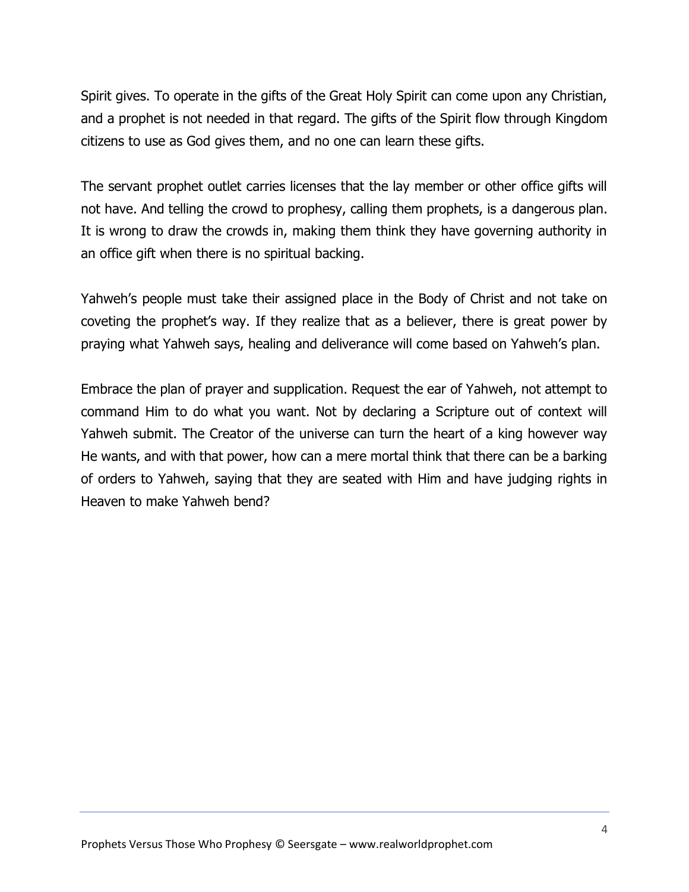Spirit gives. To operate in the gifts of the Great Holy Spirit can come upon any Christian, and a prophet is not needed in that regard. The gifts of the Spirit flow through Kingdom citizens to use as God gives them, and no one can learn these gifts.

The servant prophet outlet carries licenses that the lay member or other office gifts will not have. And telling the crowd to prophesy, calling them prophets, is a dangerous plan. It is wrong to draw the crowds in, making them think they have governing authority in an office gift when there is no spiritual backing.

Yahweh's people must take their assigned place in the Body of Christ and not take on coveting the prophet's way. If they realize that as a believer, there is great power by praying what Yahweh says, healing and deliverance will come based on Yahweh's plan.

Embrace the plan of prayer and supplication. Request the ear of Yahweh, not attempt to command Him to do what you want. Not by declaring a Scripture out of context will Yahweh submit. The Creator of the universe can turn the heart of a king however way He wants, and with that power, how can a mere mortal think that there can be a barking of orders to Yahweh, saying that they are seated with Him and have judging rights in Heaven to make Yahweh bend?